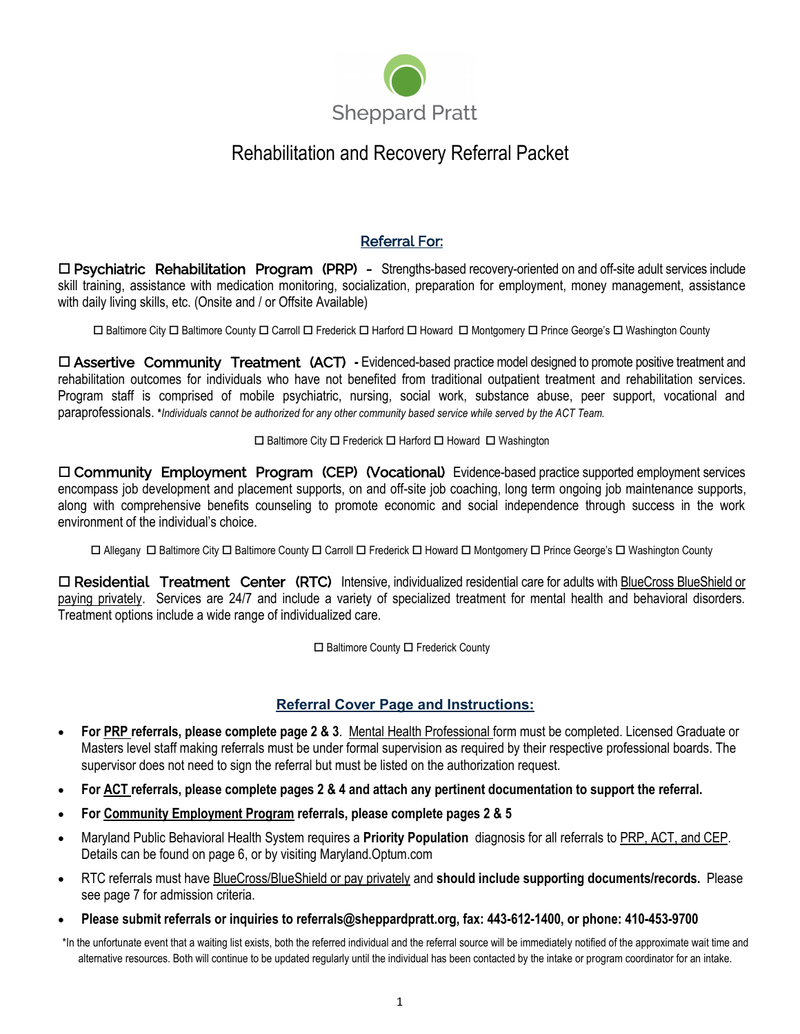Sheppard Pratt

# Rehabilitation and Recovery Referral Packet

## Referral For:

☐ **Psychiatric Rehabilitation Program (PRP) –** Strengths-based recovery-oriented on and off-site adult services include skill training, assistance with medication monitoring, socialization, preparation for employment, money management, assistance with daily living skills, etc. (Onsite and / or Offsite Available)

☐ Baltimore City ☐ Baltimore County ☐ Carroll ☐ Frederick ☐ Harford ☐ Howard ☐ Montgomery ☐ Prince George's ☐ Washington County

☐ **Assertive Community Treatment (ACT) -** Evidenced-based practice model designed to promote positive treatment and rehabilitation outcomes for individuals who have not benefited from traditional outpatient treatment and rehabilitation services. Program staff is comprised of mobile psychiatric, nursing, social work, substance abuse, peer support, vocational and paraprofessionals. **\****Individuals cannot be authorized for any other community based service while served by the ACT Team.*

☐ Baltimore City ☐ Frederick ☐ Harford ☐ Howard ☐ Washington

☐ **Community Employment Program (CEP) (Vocational)** Evidence-based practice supported employment services encompass job development and placement supports, on and off-site job coaching, long term ongoing job maintenance supports, along with comprehensive benefits counseling to promote economic and social independence through success in the work environment of the individual's choice.

☐ Allegany ☐ Baltimore City ☐ Baltimore County ☐ Carroll ☐ Frederick ☐ Howard ☐ Montgomery ☐ Prince George's ☐ Washington County

☐ **Residential Treatment Center (RTC)** Intensive, individualized residential care for adults with BlueCross BlueShield or paying privately. Services are 24/7 and include a variety of specialized treatment for mental health and behavioral disorders. Treatment options include a wide range of individualized care.

☐ Baltimore County ☐ Frederick County

## Referral Cover Page and Instructions:

- **For PRP referrals, please complete page 2 & 3**. Mental Health Professional form must be completed. Licensed Graduate or Masters level staff making referrals must be under formal supervision as required by their respective professional boards. The supervisor does not need to sign the referral but must be listed on the authorization request.
- **For ACT referrals, please complete pages 2 & 4 and attach any pertinent documentation to support the referral.**
- **For Community Employment Program referrals, please complete pages 2 & 5**
- Maryland Public Behavioral Health System requires a **Priority Population** diagnosis for all referrals to PRP, ACT, and CEP. Details can be found on page 6, or by visiting Maryland.Optum.com
- RTC referrals must have BlueCross/BlueShield or pay privately and **should include supporting documents/records.** Please see page 7 for admission criteria.
- **Please submit referrals or inquiries to referrals@sheppardpratt.org, fax: 443-612-1400, or phone: 410-453-9700**

*In the unfortunate event that a waiting list exists, both the referred individual and the referral source will be immediately notified of the approximate wait time and alternative resources. Both will continue to be updated regularly until the individual has been contacted by the intake or program coordinator for an intake.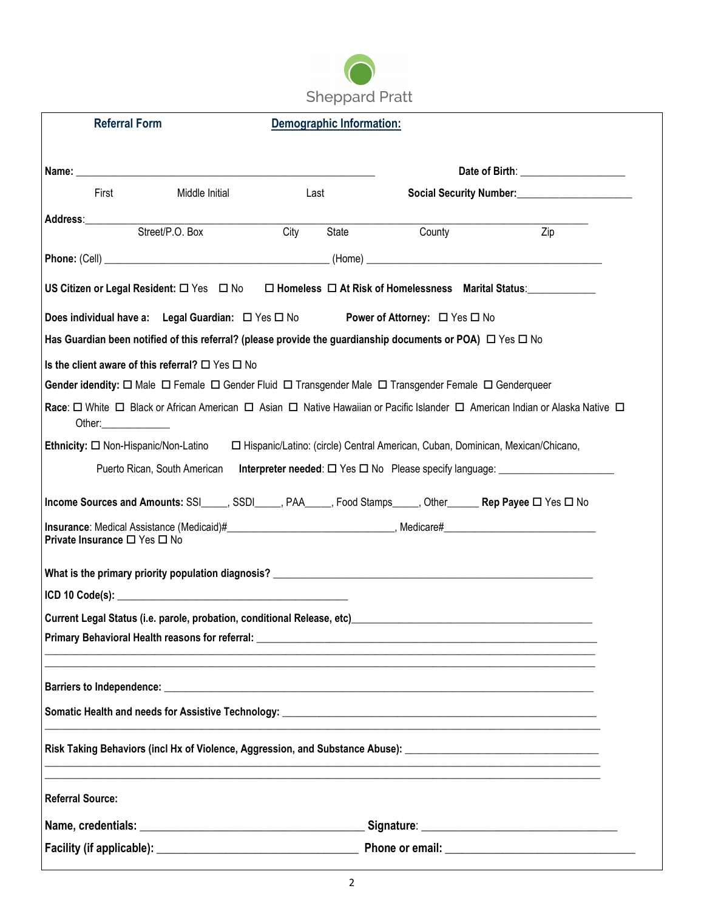Sheppard Pratt

**Referral Form** **Demographic Information:**

**Name:** ______________________________________________ **Date of Birth**: ________________

First Middle Initial Last **Social Security Number:**____________________

**Address**:__________________________________________________________________________

Street/P.O. Box City State County Zip

**Phone:** (Cell) __________________________________ (Home) ____________________________________

**US Citizen or Legal Resident:** ☐ Yes ☐ No ☐ **Homeless** ☐ **At Risk of Homelessness** **Marital Status**:___________

**Does individual have a: Legal Guardian:** ☐ Yes ☐ No **Power of Attorney:** ☐ Yes ☐ No

**Has Guardian been notified of this referral? (please provide the guardianship documents or POA)** ☐ Yes ☐ No

**Is the client aware of this referral?** ☐ Yes ☐ No

**Gender idendity:** ☐ Male ☐ Female ☐ Gender Fluid ☐ Transgender Male ☐ Transgender Female ☐ Genderqueer

**Race**: ☐ White ☐ Black or African American ☐ Asian ☐ Native Hawaiian or Pacific Islander ☐ American Indian or Alaska Native ☐ Other:___________

**Ethnicity:** ☐ Non-Hispanic/Non-Latino ☐ Hispanic/Latino: (circle) Central American, Cuban, Dominican, Mexican/Chicano, Puerto Rican, South American **Interpreter needed**: ☐ Yes ☐ No Please specify language: ___________________

**Income Sources and Amounts:** SSI_____, SSDI_____, PAA_____, Food Stamps_____, Other______ **Rep Payee** ☐ Yes ☐ No

**Insurance**: Medical Assistance (Medicaid)#____________________________, Medicare#__________________________
**Private Insurance** ☐ Yes ☐ No

**What is the primary priority population diagnosis?** ______________________________________________

**ICD 10 Code(s):** ____________________________________

**Current Legal Status (i.e. parole, probation, conditional Release, etc)**________________________________________

**Primary Behavioral Health reasons for referral:** ________________________________________________________
_______________________________________________________________________________________
_______________________________________________________________________________________

**Barriers to Independence:** ________________________________________________________________

**Somatic Health and needs for Assistive Technology:** ___________________________________________________
_______________________________________________________________________________________

**Risk Taking Behaviors (incl Hx of Violence, Aggression, and Substance Abuse):** ______________________________
_______________________________________________________________________________________
_______________________________________________________________________________________

**Referral Source:**

**Name, credentials:** __________________________________ **Signature**: ______________________________

**Facility (if applicable):** ______________________________ **Phone or email:** ____________________________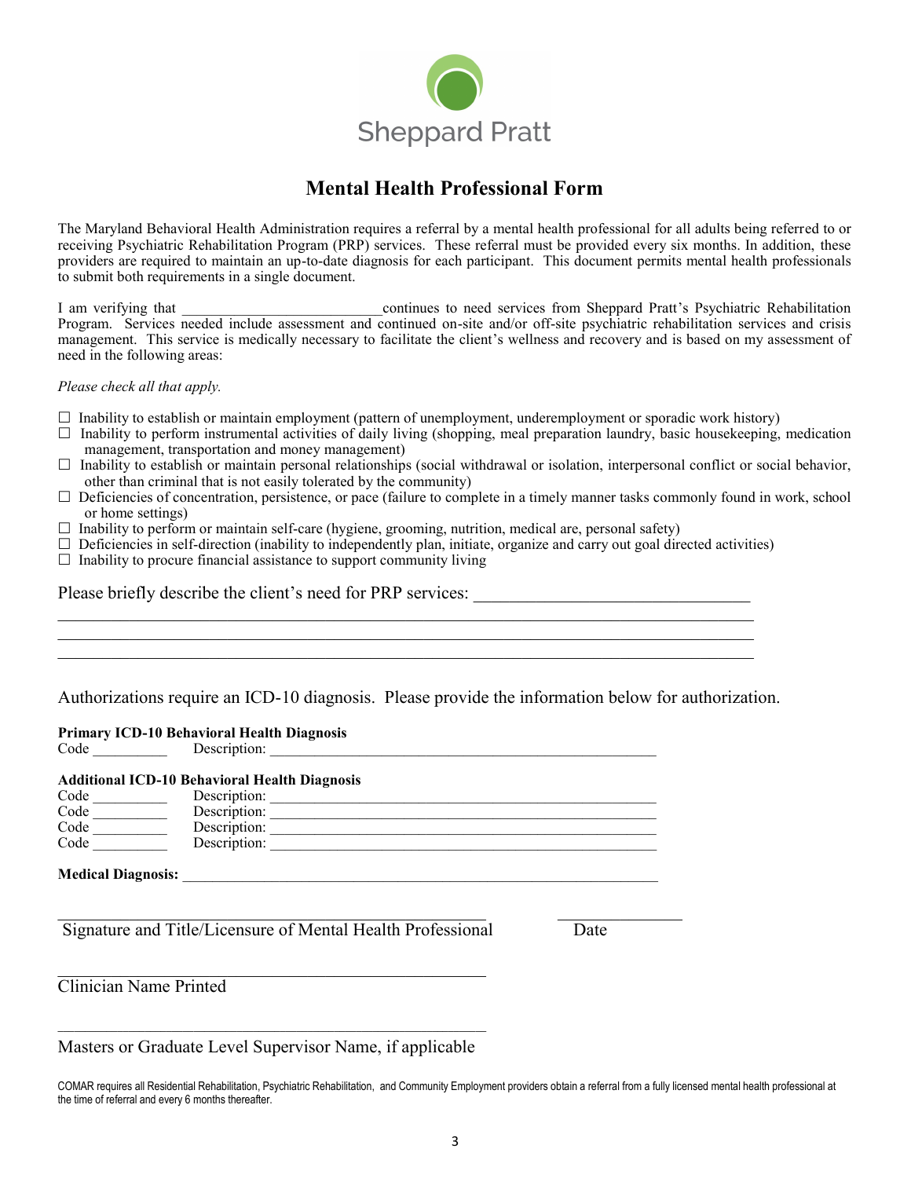Sheppard Pratt

# Mental Health Professional Form

The Maryland Behavioral Health Administration requires a referral by a mental health professional for all adults being referred to or receiving Psychiatric Rehabilitation Program (PRP) services. These referral must be provided every six months. In addition, these providers are required to maintain an up-to-date diagnosis for each participant. This document permits mental health professionals to submit both requirements in a single document.

I am verifying that __________________________continues to need services from Sheppard Pratt's Psychiatric Rehabilitation Program. Services needed include assessment and continued on-site and/or off-site psychiatric rehabilitation services and crisis management. This service is medically necessary to facilitate the client's wellness and recovery and is based on my assessment of need in the following areas:

*Please check all that apply.*

- ☐ Inability to establish or maintain employment (pattern of unemployment, underemployment or sporadic work history)
- ☐ Inability to perform instrumental activities of daily living (shopping, meal preparation laundry, basic housekeeping, medication management, transportation and money management)
- ☐ Inability to establish or maintain personal relationships (social withdrawal or isolation, interpersonal conflict or social behavior, other than criminal that is not easily tolerated by the community)
- ☐ Deficiencies of concentration, persistence, or pace (failure to complete in a timely manner tasks commonly found in work, school or home settings)
- ☐ Inability to perform or maintain self-care (hygiene, grooming, nutrition, medical are, personal safety)
- ☐ Deficiencies in self-direction (inability to independently plan, initiate, organize and carry out goal directed activities)
- ☐ Inability to procure financial assistance to support community living

Please briefly describe the client's need for PRP services: ______________________________

________________________________________________________________________________

________________________________________________________________________________

________________________________________________________________________________

Authorizations require an ICD-10 diagnosis. Please provide the information below for authorization.

**Primary ICD-10 Behavioral Health Diagnosis**

Code __________ Description: _____________________________________________________

**Additional ICD-10 Behavioral Health Diagnosis**

Code __________ Description: _____________________________________________________

Code __________ Description: _____________________________________________________

Code __________ Description: _____________________________________________________

Code __________ Description: _____________________________________________________

**Medical Diagnosis:** _____________________________________________________________

_________________________________________________ _______________

Signature and Title/Licensure of Mental Health Professional Date

_________________________________________________

Clinician Name Printed

_________________________________________________

Masters or Graduate Level Supervisor Name, if applicable

COMAR requires all Residential Rehabilitation, Psychiatric Rehabilitation, and Community Employment providers obtain a referral from a fully licensed mental health professional at the time of referral and every 6 months thereafter.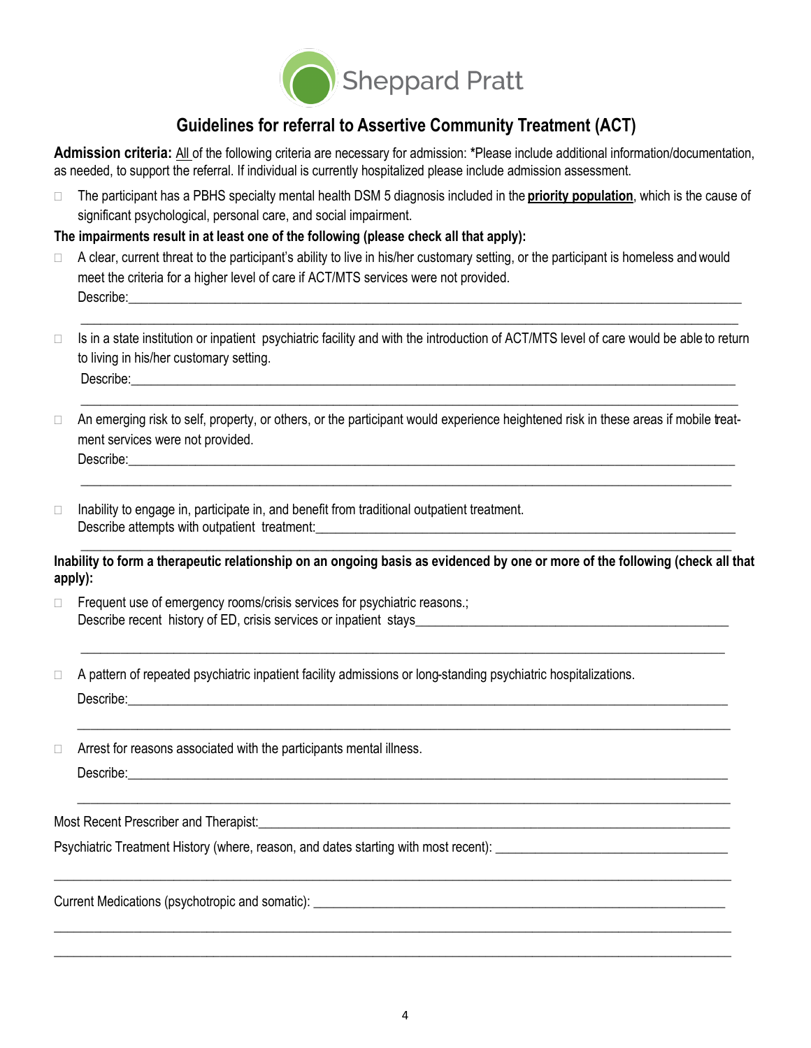Sheppard Pratt

## Guidelines for referral to Assertive Community Treatment (ACT)

**Admission criteria:** <u>All</u> of the following criteria are necessary for admission: ***Please include additional information/documentation, as needed, to support the referral. If individual is currently hospitalized please include admission assessment.

- ☐ The participant has a PBHS specialty mental health DSM 5 diagnosis included in the **<u>priority population</u>**, which is the cause of significant psychological, personal care, and social impairment.

**The impairments result in at least one of the following (please check all that apply):**

- ☐ A clear, current threat to the participant's ability to live in his/her customary setting, or the participant is homeless and would meet the criteria for a higher level of care if ACT/MTS services were not provided.
  Describe:\_\_\_\_\_\_\_\_\_\_\_\_\_\_\_\_\_\_\_\_\_\_\_\_\_\_\_\_\_\_\_\_\_\_\_\_\_\_\_\_\_\_\_\_\_\_\_\_\_\_\_\_\_\_\_\_\_\_\_\_\_\_\_\_\_\_\_\_\_\_
  \_\_\_\_\_\_\_\_\_\_\_\_\_\_\_\_\_\_\_\_\_\_\_\_\_\_\_\_\_\_\_\_\_\_\_\_\_\_\_\_\_\_\_\_\_\_\_\_\_\_\_\_\_\_\_\_\_\_\_\_\_\_\_\_\_\_\_\_\_\_\_\_\_\_\_\_

- ☐ Is in a state institution or inpatient psychiatric facility and with the introduction of ACT/MTS level of care would be able to return to living in his/her customary setting.
  Describe:\_\_\_\_\_\_\_\_\_\_\_\_\_\_\_\_\_\_\_\_\_\_\_\_\_\_\_\_\_\_\_\_\_\_\_\_\_\_\_\_\_\_\_\_\_\_\_\_\_\_\_\_\_\_\_\_\_\_\_\_\_\_\_\_\_\_\_\_\_\_
  \_\_\_\_\_\_\_\_\_\_\_\_\_\_\_\_\_\_\_\_\_\_\_\_\_\_\_\_\_\_\_\_\_\_\_\_\_\_\_\_\_\_\_\_\_\_\_\_\_\_\_\_\_\_\_\_\_\_\_\_\_\_\_\_\_\_\_\_\_\_\_\_\_\_\_\_

- ☐ An emerging risk to self, property, or others, or the participant would experience heightened risk in these areas if mobile treatment services were not provided.
  Describe:\_\_\_\_\_\_\_\_\_\_\_\_\_\_\_\_\_\_\_\_\_\_\_\_\_\_\_\_\_\_\_\_\_\_\_\_\_\_\_\_\_\_\_\_\_\_\_\_\_\_\_\_\_\_\_\_\_\_\_\_\_\_\_\_\_\_\_\_\_\_
  \_\_\_\_\_\_\_\_\_\_\_\_\_\_\_\_\_\_\_\_\_\_\_\_\_\_\_\_\_\_\_\_\_\_\_\_\_\_\_\_\_\_\_\_\_\_\_\_\_\_\_\_\_\_\_\_\_\_\_\_\_\_\_\_\_\_\_\_\_\_\_\_\_\_\_\_

- ☐ Inability to engage in, participate in, and benefit from traditional outpatient treatment.
  Describe attempts with outpatient treatment:\_\_\_\_\_\_\_\_\_\_\_\_\_\_\_\_\_\_\_\_\_\_\_\_\_\_\_\_\_\_\_\_\_\_\_\_\_\_\_\_\_\_\_\_\_\_\_\_\_\_
  \_\_\_\_\_\_\_\_\_\_\_\_\_\_\_\_\_\_\_\_\_\_\_\_\_\_\_\_\_\_\_\_\_\_\_\_\_\_\_\_\_\_\_\_\_\_\_\_\_\_\_\_\_\_\_\_\_\_\_\_\_\_\_\_\_\_\_\_\_\_\_\_\_\_\_\_

**Inability to form a therapeutic relationship on an ongoing basis as evidenced by one or more of the following (check all that apply):**

- ☐ Frequent use of emergency rooms/crisis services for psychiatric reasons.;
  Describe recent history of ED, crisis services or inpatient stays\_\_\_\_\_\_\_\_\_\_\_\_\_\_\_\_\_\_\_\_\_\_\_\_\_\_\_\_\_\_\_\_\_\_\_\_\_\_\_\_
  \_\_\_\_\_\_\_\_\_\_\_\_\_\_\_\_\_\_\_\_\_\_\_\_\_\_\_\_\_\_\_\_\_\_\_\_\_\_\_\_\_\_\_\_\_\_\_\_\_\_\_\_\_\_\_\_\_\_\_\_\_\_\_\_\_\_\_\_\_\_\_\_\_\_\_\_

- ☐ A pattern of repeated psychiatric inpatient facility admissions or long-standing psychiatric hospitalizations.
  Describe:\_\_\_\_\_\_\_\_\_\_\_\_\_\_\_\_\_\_\_\_\_\_\_\_\_\_\_\_\_\_\_\_\_\_\_\_\_\_\_\_\_\_\_\_\_\_\_\_\_\_\_\_\_\_\_\_\_\_\_\_\_\_\_\_\_\_\_\_\_\_
  \_\_\_\_\_\_\_\_\_\_\_\_\_\_\_\_\_\_\_\_\_\_\_\_\_\_\_\_\_\_\_\_\_\_\_\_\_\_\_\_\_\_\_\_\_\_\_\_\_\_\_\_\_\_\_\_\_\_\_\_\_\_\_\_\_\_\_\_\_\_\_\_\_\_\_\_

- ☐ Arrest for reasons associated with the participants mental illness.
  Describe:\_\_\_\_\_\_\_\_\_\_\_\_\_\_\_\_\_\_\_\_\_\_\_\_\_\_\_\_\_\_\_\_\_\_\_\_\_\_\_\_\_\_\_\_\_\_\_\_\_\_\_\_\_\_\_\_\_\_\_\_\_\_\_\_\_\_\_\_\_\_
  \_\_\_\_\_\_\_\_\_\_\_\_\_\_\_\_\_\_\_\_\_\_\_\_\_\_\_\_\_\_\_\_\_\_\_\_\_\_\_\_\_\_\_\_\_\_\_\_\_\_\_\_\_\_\_\_\_\_\_\_\_\_\_\_\_\_\_\_\_\_\_\_\_\_\_\_

Most Recent Prescriber and Therapist:\_\_\_\_\_\_\_\_\_\_\_\_\_\_\_\_\_\_\_\_\_\_\_\_\_\_\_\_\_\_\_\_\_\_\_\_\_\_\_\_\_\_\_\_\_\_\_\_\_\_\_\_\_\_\_\_\_\_

Psychiatric Treatment History (where, reason, and dates starting with most recent): \_\_\_\_\_\_\_\_\_\_\_\_\_\_\_\_\_\_\_\_\_\_\_\_\_\_\_\_

\_\_\_\_\_\_\_\_\_\_\_\_\_\_\_\_\_\_\_\_\_\_\_\_\_\_\_\_\_\_\_\_\_\_\_\_\_\_\_\_\_\_\_\_\_\_\_\_\_\_\_\_\_\_\_\_\_\_\_\_\_\_\_\_\_\_\_\_\_\_\_\_\_\_\_\_\_\_\_\_\_\_

Current Medications (psychotropic and somatic): \_\_\_\_\_\_\_\_\_\_\_\_\_\_\_\_\_\_\_\_\_\_\_\_\_\_\_\_\_\_\_\_\_\_\_\_\_\_\_\_\_\_\_\_\_\_\_\_\_\_\_

\_\_\_\_\_\_\_\_\_\_\_\_\_\_\_\_\_\_\_\_\_\_\_\_\_\_\_\_\_\_\_\_\_\_\_\_\_\_\_\_\_\_\_\_\_\_\_\_\_\_\_\_\_\_\_\_\_\_\_\_\_\_\_\_\_\_\_\_\_\_\_\_\_\_\_\_\_\_\_\_\_\_

\_\_\_\_\_\_\_\_\_\_\_\_\_\_\_\_\_\_\_\_\_\_\_\_\_\_\_\_\_\_\_\_\_\_\_\_\_\_\_\_\_\_\_\_\_\_\_\_\_\_\_\_\_\_\_\_\_\_\_\_\_\_\_\_\_\_\_\_\_\_\_\_\_\_\_\_\_\_\_\_\_\_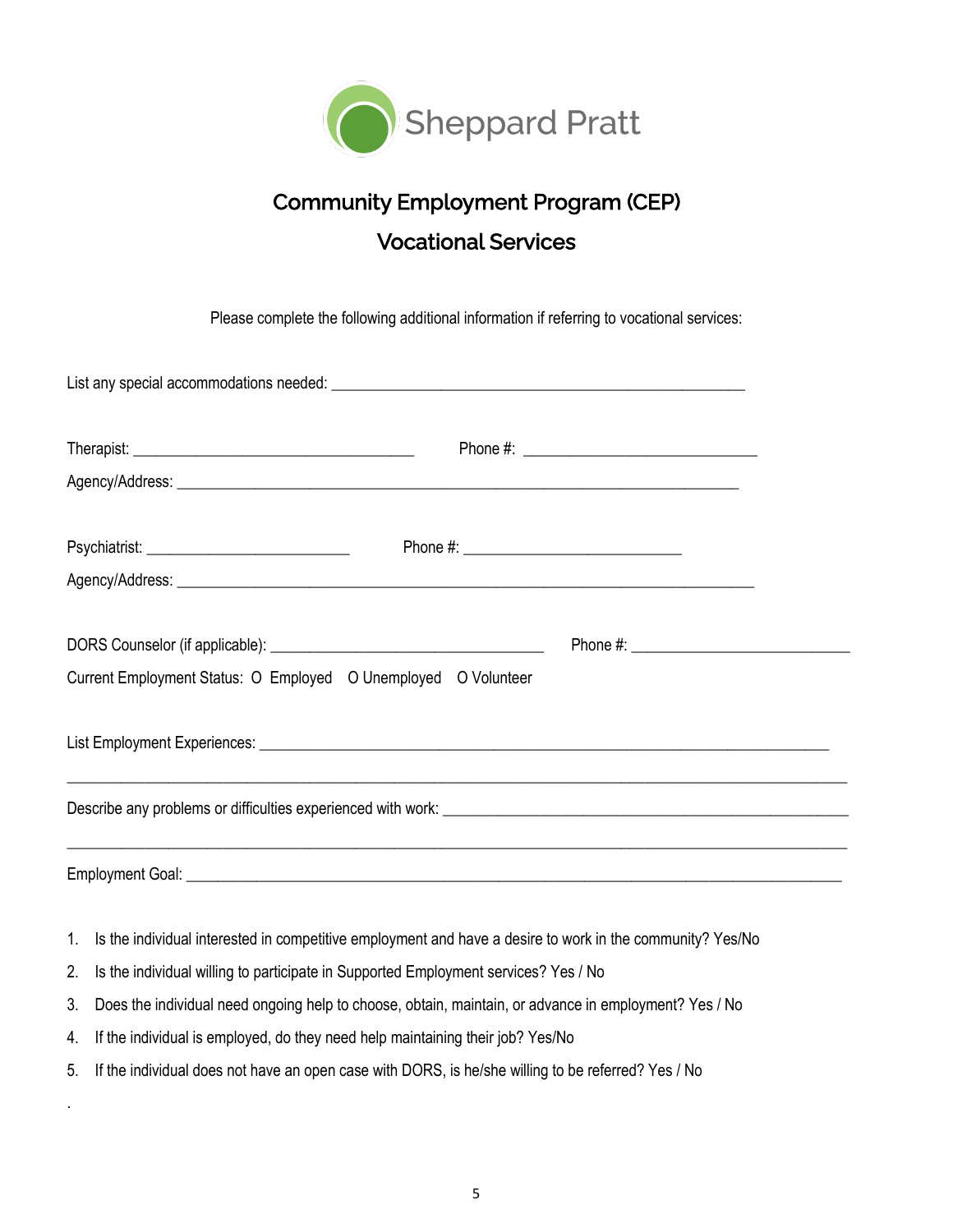Sheppard Pratt

## Community Employment Program (CEP)

## Vocational Services

Please complete the following additional information if referring to vocational services:

List any special accommodations needed: ____________________________________________________

Therapist: ___________________________________ Phone #: _____________________________

Agency/Address: _______________________________________________________________________

Psychiatrist: _________________________ Phone #: ___________________________

Agency/Address: _________________________________________________________________________

DORS Counselor (if applicable): ___________________________________ Phone #: ___________________________

Current Employment Status: O Employed O Unemployed O Volunteer

List Employment Experiences: _______________________________________________________________________

_________________________________________________________________________________________________

Describe any problems or difficulties experienced with work: ____________________________________________________

_________________________________________________________________________________________________

Employment Goal: ______________________________________________________________________________________

1. Is the individual interested in competitive employment and have a desire to work in the community? Yes/No
2. Is the individual willing to participate in Supported Employment services? Yes / No
3. Does the individual need ongoing help to choose, obtain, maintain, or advance in employment? Yes / No
4. If the individual is employed, do they need help maintaining their job? Yes/No
5. If the individual does not have an open case with DORS, is he/she willing to be referred? Yes / No

.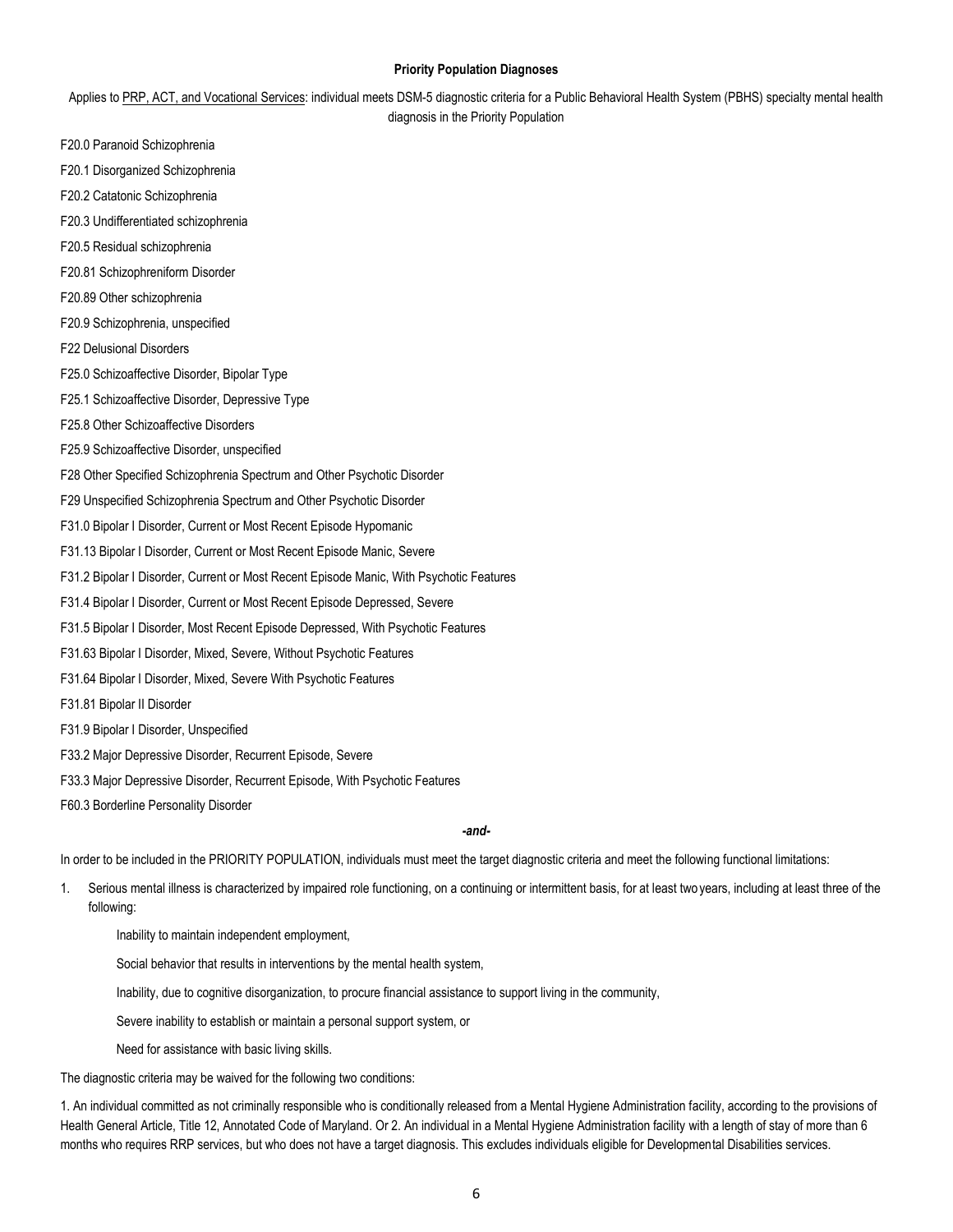**Priority Population Diagnoses**

Applies to PRP, ACT, and Vocational Services: individual meets DSM-5 diagnostic criteria for a Public Behavioral Health System (PBHS) specialty mental health diagnosis in the Priority Population

F20.0 Paranoid Schizophrenia

F20.1 Disorganized Schizophrenia

F20.2 Catatonic Schizophrenia

F20.3 Undifferentiated schizophrenia

F20.5 Residual schizophrenia

F20.81 Schizophreniform Disorder

F20.89 Other schizophrenia

F20.9 Schizophrenia, unspecified

F22 Delusional Disorders

F25.0 Schizoaffective Disorder, Bipolar Type

F25.1 Schizoaffective Disorder, Depressive Type

F25.8 Other Schizoaffective Disorders

F25.9 Schizoaffective Disorder, unspecified

F28 Other Specified Schizophrenia Spectrum and Other Psychotic Disorder

F29 Unspecified Schizophrenia Spectrum and Other Psychotic Disorder

F31.0 Bipolar I Disorder, Current or Most Recent Episode Hypomanic

F31.13 Bipolar I Disorder, Current or Most Recent Episode Manic, Severe

F31.2 Bipolar I Disorder, Current or Most Recent Episode Manic, With Psychotic Features

F31.4 Bipolar I Disorder, Current or Most Recent Episode Depressed, Severe

F31.5 Bipolar I Disorder, Most Recent Episode Depressed, With Psychotic Features

F31.63 Bipolar I Disorder, Mixed, Severe, Without Psychotic Features

F31.64 Bipolar I Disorder, Mixed, Severe With Psychotic Features

F31.81 Bipolar II Disorder

F31.9 Bipolar I Disorder, Unspecified

F33.2 Major Depressive Disorder, Recurrent Episode, Severe

F33.3 Major Depressive Disorder, Recurrent Episode, With Psychotic Features

F60.3 Borderline Personality Disorder

***-and-***

In order to be included in the PRIORITY POPULATION, individuals must meet the target diagnostic criteria and meet the following functional limitations:

1. Serious mental illness is characterized by impaired role functioning, on a continuing or intermittent basis, for at least two years, including at least three of the following:

   Inability to maintain independent employment,

   Social behavior that results in interventions by the mental health system,

   Inability, due to cognitive disorganization, to procure financial assistance to support living in the community,

   Severe inability to establish or maintain a personal support system, or

   Need for assistance with basic living skills.

The diagnostic criteria may be waived for the following two conditions:

1. An individual committed as not criminally responsible who is conditionally released from a Mental Hygiene Administration facility, according to the provisions of Health General Article, Title 12, Annotated Code of Maryland. Or 2. An individual in a Mental Hygiene Administration facility with a length of stay of more than 6 months who requires RRP services, but who does not have a target diagnosis. This excludes individuals eligible for Developmental Disabilities services.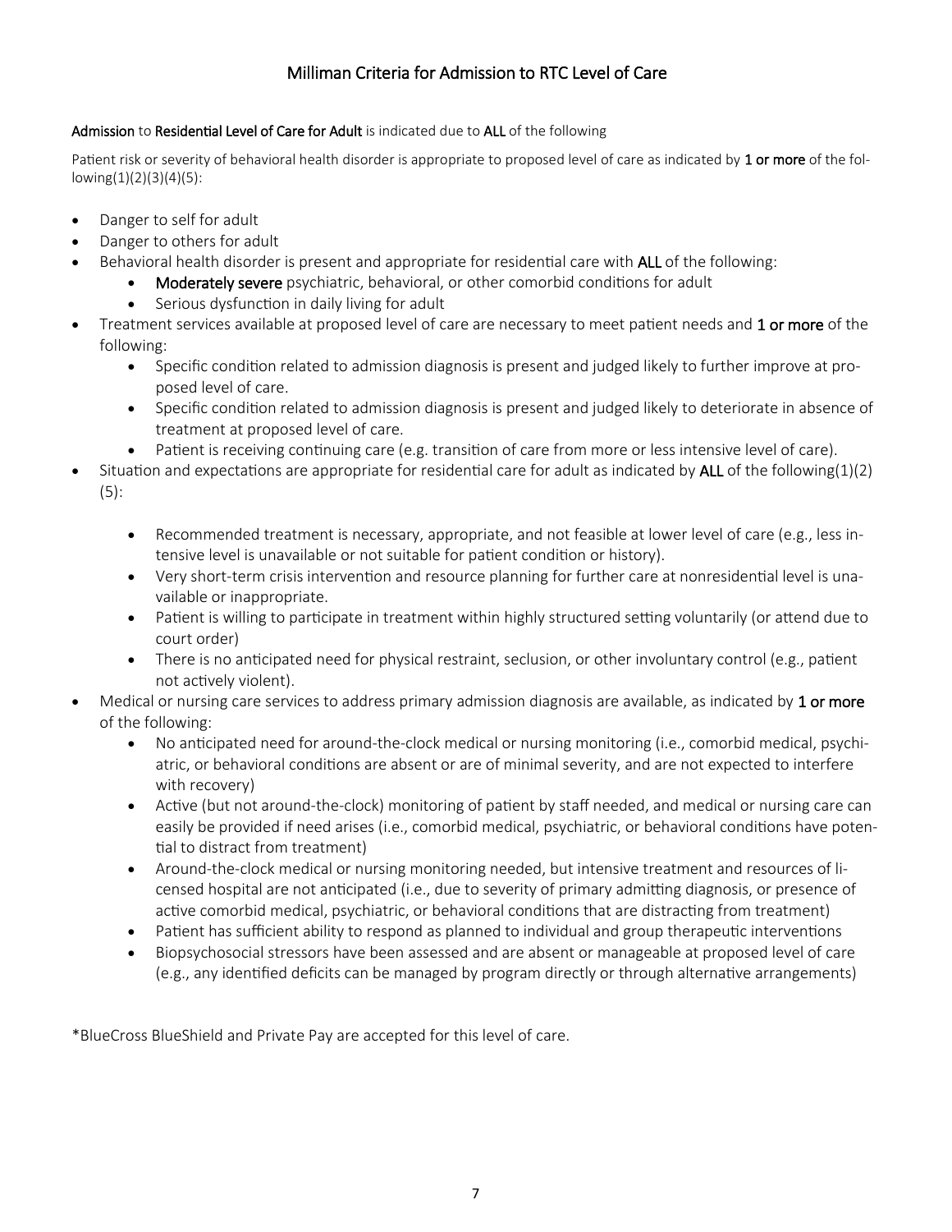# Milliman Criteria for Admission to RTC Level of Care

**Admission** to **Residential Level of Care for Adult** is indicated due to **ALL** of the following

Patient risk or severity of behavioral health disorder is appropriate to proposed level of care as indicated by **1 or more** of the following(1)(2)(3)(4)(5):

- Danger to self for adult
- Danger to others for adult
- Behavioral health disorder is present and appropriate for residential care with **ALL** of the following:
  - **Moderately severe** psychiatric, behavioral, or other comorbid conditions for adult
  - Serious dysfunction in daily living for adult
- Treatment services available at proposed level of care are necessary to meet patient needs and **1 or more** of the following:
  - Specific condition related to admission diagnosis is present and judged likely to further improve at proposed level of care.
  - Specific condition related to admission diagnosis is present and judged likely to deteriorate in absence of treatment at proposed level of care.
  - Patient is receiving continuing care (e.g. transition of care from more or less intensive level of care).
- Situation and expectations are appropriate for residential care for adult as indicated by **ALL** of the following(1)(2)(5):
  - Recommended treatment is necessary, appropriate, and not feasible at lower level of care (e.g., less intensive level is unavailable or not suitable for patient condition or history).
  - Very short-term crisis intervention and resource planning for further care at nonresidential level is unavailable or inappropriate.
  - Patient is willing to participate in treatment within highly structured setting voluntarily (or attend due to court order)
  - There is no anticipated need for physical restraint, seclusion, or other involuntary control (e.g., patient not actively violent).
- Medical or nursing care services to address primary admission diagnosis are available, as indicated by **1 or more** of the following:
  - No anticipated need for around-the-clock medical or nursing monitoring (i.e., comorbid medical, psychiatric, or behavioral conditions are absent or are of minimal severity, and are not expected to interfere with recovery)
  - Active (but not around-the-clock) monitoring of patient by staff needed, and medical or nursing care can easily be provided if need arises (i.e., comorbid medical, psychiatric, or behavioral conditions have potential to distract from treatment)
  - Around-the-clock medical or nursing monitoring needed, but intensive treatment and resources of licensed hospital are not anticipated (i.e., due to severity of primary admitting diagnosis, or presence of active comorbid medical, psychiatric, or behavioral conditions that are distracting from treatment)
  - Patient has sufficient ability to respond as planned to individual and group therapeutic interventions
  - Biopsychosocial stressors have been assessed and are absent or manageable at proposed level of care (e.g., any identified deficits can be managed by program directly or through alternative arrangements)

*BlueCross BlueShield and Private Pay are accepted for this level of care.